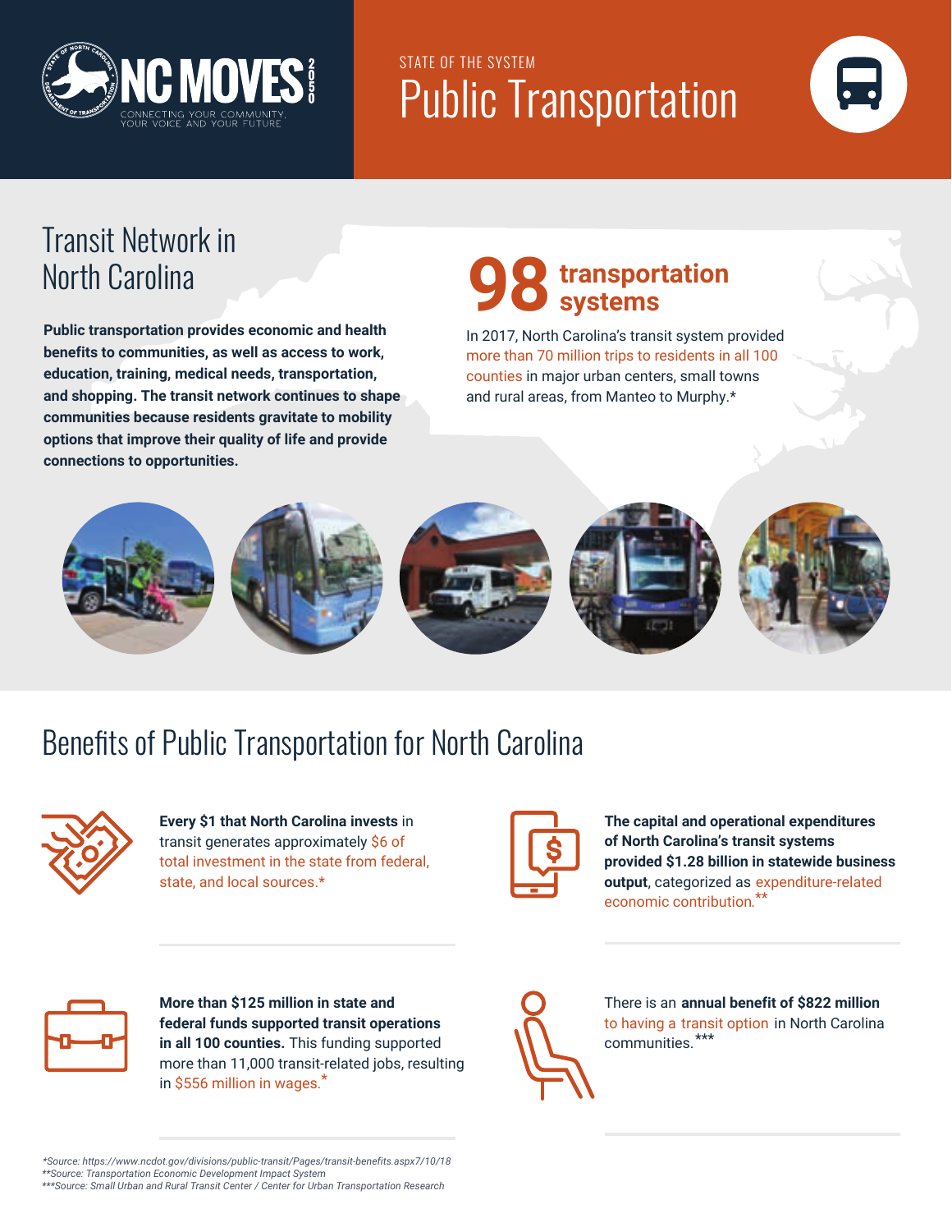NC MOVES 2050

CONNECTING YOUR COMMUNITY, YOUR VOICE AND YOUR FUTURE

STATE OF THE SYSTEM

# Public Transportation

## Transit Network in North Carolina

**Public transportation provides economic and health benefits to communities, as well as access to work, education, training, medical needs, transportation, and shopping. The transit network continues to shape communities because residents gravitate to mobility options that improve their quality of life and provide connections to opportunities.**

**98 transportation systems**

In 2017, North Carolina's transit system provided more than 70 million trips to residents in all 100 counties in major urban centers, small towns and rural areas, from Manteo to Murphy.*

## Benefits of Public Transportation for North Carolina

**Every $1 that North Carolina invests** in transit generates approximately $6 of total investment in the state from federal, state, and local sources.*

**The capital and operational expenditures of North Carolina's transit systems provided $1.28 billion in statewide business output**, categorized as expenditure-related economic contribution.**

**More than $125 million in state and federal funds supported transit operations in all 100 counties.** This funding supported more than 11,000 transit-related jobs, resulting in $556 million in wages.*

There is an **annual benefit of $822 million** to having a transit option in North Carolina communities.***

*Source: https://www.ncdot.gov/divisions/public-transit/Pages/transit-benefits.aspx7/10/18
**Source: Transportation Economic Development Impact System
***Source: Small Urban and Rural Transit Center / Center for Urban Transportation Research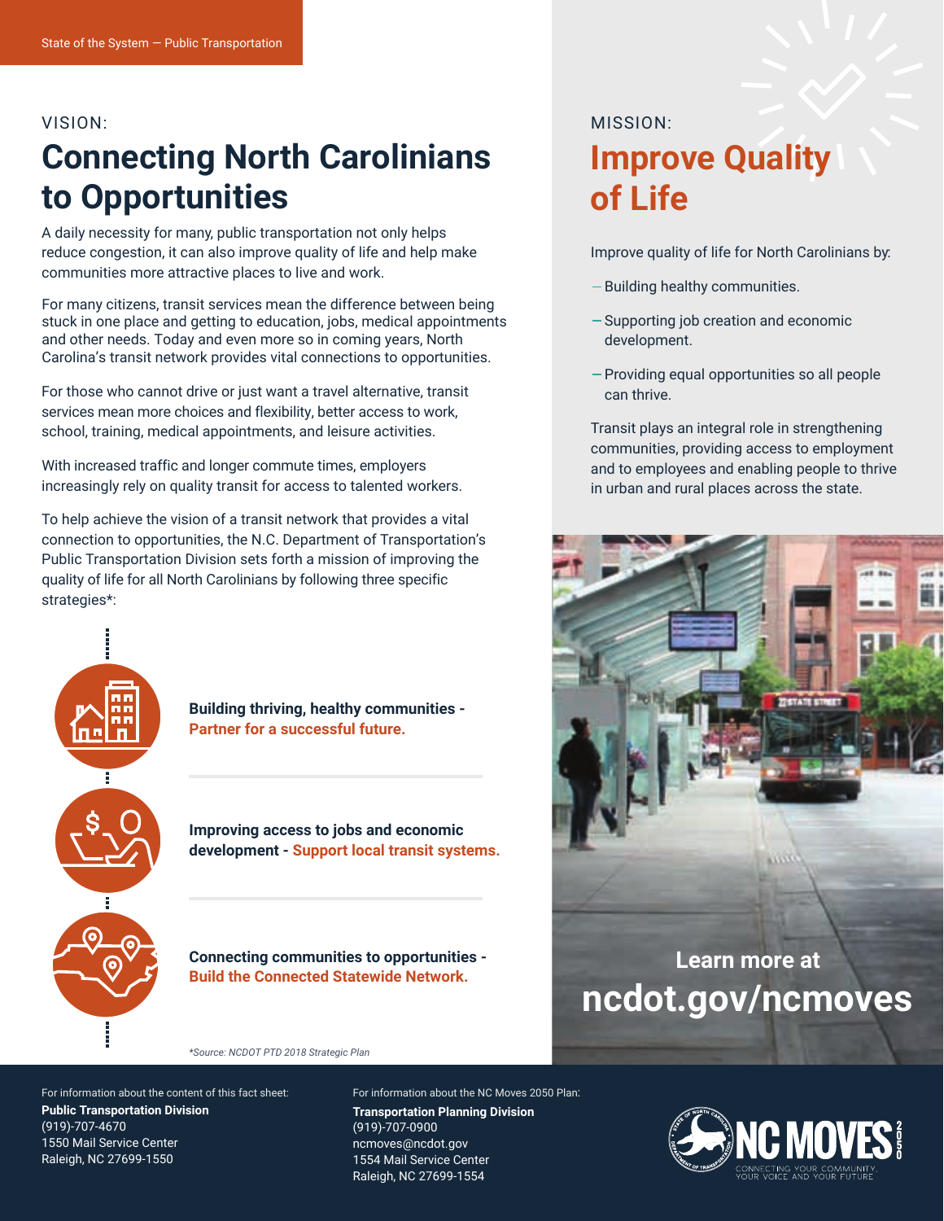State of the System — Public Transportation

VISION:

# Connecting North Carolinians to Opportunities

A daily necessity for many, public transportation not only helps reduce congestion, it can also improve quality of life and help make communities more attractive places to live and work.

For many citizens, transit services mean the difference between being stuck in one place and getting to education, jobs, medical appointments and other needs. Today and even more so in coming years, North Carolina's transit network provides vital connections to opportunities.

For those who cannot drive or just want a travel alternative, transit services mean more choices and flexibility, better access to work, school, training, medical appointments, and leisure activities.

With increased traffic and longer commute times, employers increasingly rely on quality transit for access to talented workers.

To help achieve the vision of a transit network that provides a vital connection to opportunities, the N.C. Department of Transportation's Public Transportation Division sets forth a mission of improving the quality of life for all North Carolinians by following three specific strategies*:

**Building thriving, healthy communities - Partner for a successful future.**

**Improving access to jobs and economic development - Support local transit systems.**

**Connecting communities to opportunities - Build the Connected Statewide Network.**

*\*Source: NCDOT PTD 2018 Strategic Plan*

MISSION:

# Improve Quality of Life

Improve quality of life for North Carolinians by:

- Building healthy communities.
- Supporting job creation and economic development.
- Providing equal opportunities so all people can thrive.

Transit plays an integral role in strengthening communities, providing access to employment and to employees and enabling people to thrive in urban and rural places across the state.

**Learn more at**
**ncdot.gov/ncmoves**

For information about the content of this fact sheet:
**Public Transportation Division**
(919)-707-4670
1550 Mail Service Center
Raleigh, NC 27699-1550

For information about the NC Moves 2050 Plan:
**Transportation Planning Division**
(919)-707-0900
ncmoves@ncdot.gov
1554 Mail Service Center
Raleigh, NC 27699-1554

NC MOVES 2050
CONNECTING YOUR COMMUNITY, YOUR VOICE AND YOUR FUTURE